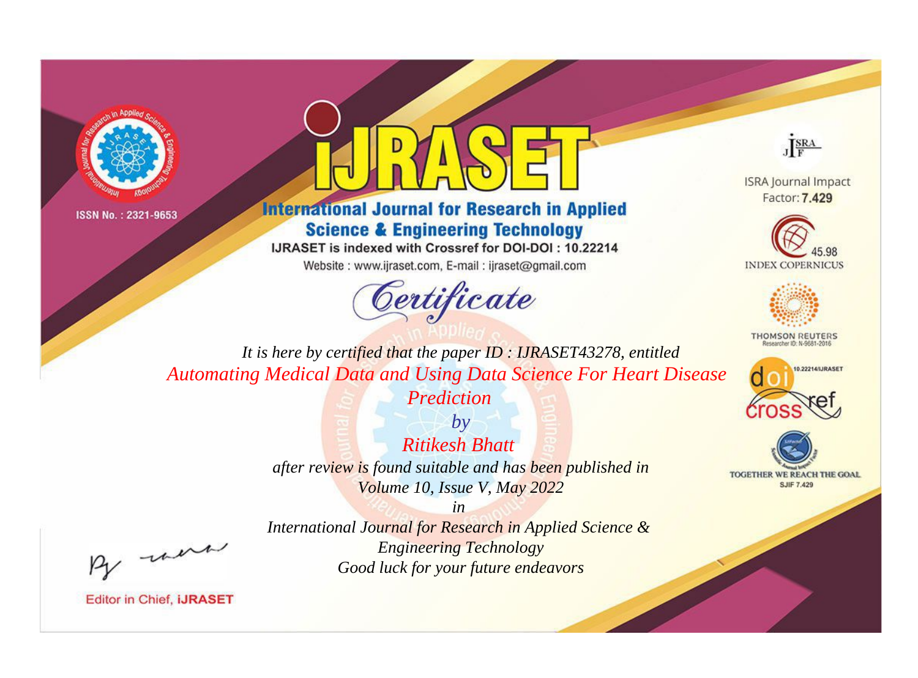ISSN No. : 2321-9653

# IJRASET

## International Journal for Research in Applied Science & Engineering Technology

IJRASET is indexed with Crossref for DOI-DOI : 10.22214

Website : www.ijraset.com, E-mail : ijraset@gmail.com

## Certificate

*It is here by certified that the paper ID : IJRASET43278, entitled*

*Automating Medical Data and Using Data Science For Heart Disease Prediction*

*by*

*Ritikesh Bhatt*

*after review is found suitable and has been published in*

*Volume 10, Issue V, May 2022*

*in*

*International Journal for Research in Applied Science & Engineering Technology*

*Good luck for your future endeavors*

ISRA Journal Impact Factor: **7.429**

45.98 INDEX COPERNICUS

THOMSON REUTERS Researcher ID: N-9681-2016

10.22214/IJRASET

TOGETHER WE REACH THE GOAL SJIF 7.429

Editor in Chief, **iJRASET**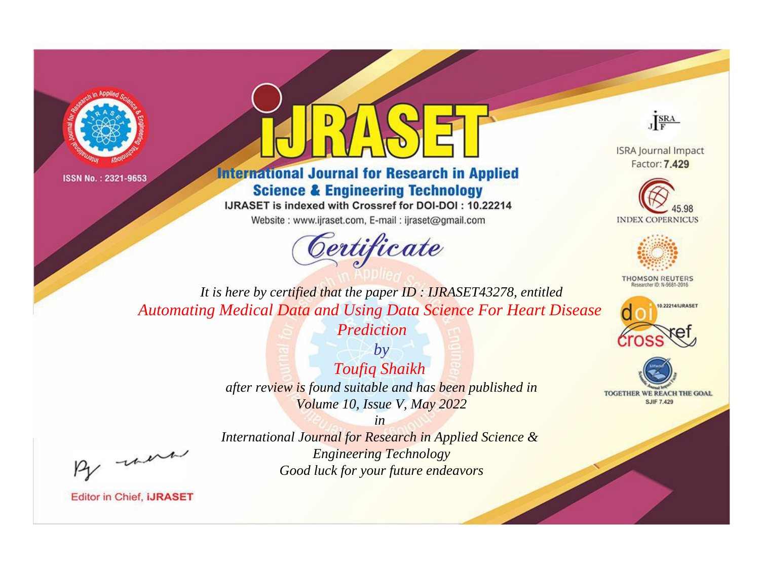ISSN No. : 2321-9653

# iJRASET

## International Journal for Research in Applied Science & Engineering Technology

IJRASET is indexed with Crossref for DOI-DOI : 10.22214

Website : www.ijraset.com, E-mail : ijraset@gmail.com

ISRA Journal Impact Factor: **7.429**

45.98 INDEX COPERNICUS

THOMSON REUTERS Researcher ID: N-9681-2016

10.22214/IJRASET

TOGETHER WE REACH THE GOAL SJIF 7.429

# *Certificate*

*It is here by certified that the paper ID : IJRASET43278, entitled*

*Automating Medical Data and Using Data Science For Heart Disease Prediction*

*by*

*Toufiq Shaikh*

*after review is found suitable and has been published in*

*Volume 10, Issue V, May 2022*

*in*

*International Journal for Research in Applied Science & Engineering Technology*

*Good luck for your future endeavors*

Editor in Chief, **iJRASET**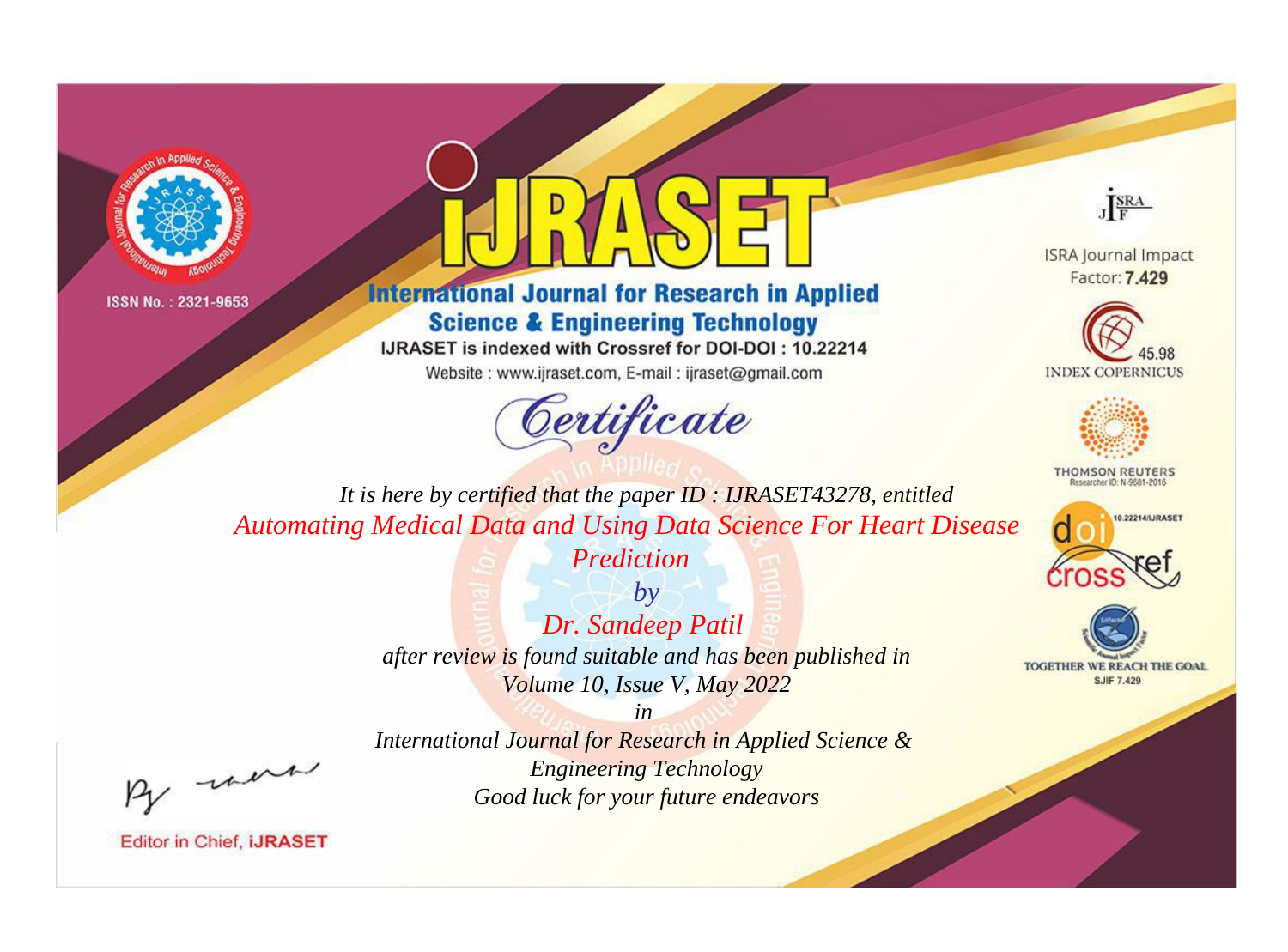ISSN No. : 2321-9653

# iJRASET

## International Journal for Research in Applied Science & Engineering Technology

IJRASET is indexed with Crossref for DOI-DOI : 10.22214

Website : www.ijraset.com, E-mail : ijraset@gmail.com

ISRA Journal Impact Factor: **7.429**

45.98 INDEX COPERNICUS

THOMSON REUTERS Researcher ID: N-9681-2016

10.22214/IJRASET

TOGETHER WE REACH THE GOAL SJIF 7.429

# *Certificate*

*It is here by certified that the paper ID : IJRASET43278, entitled*

*Automating Medical Data and Using Data Science For Heart Disease Prediction*

*by*

*Dr. Sandeep Patil*

*after review is found suitable and has been published in*

*Volume 10, Issue V, May 2022*

*in*

*International Journal for Research in Applied Science & Engineering Technology*

*Good luck for your future endeavors*

Editor in Chief, **iJRASET**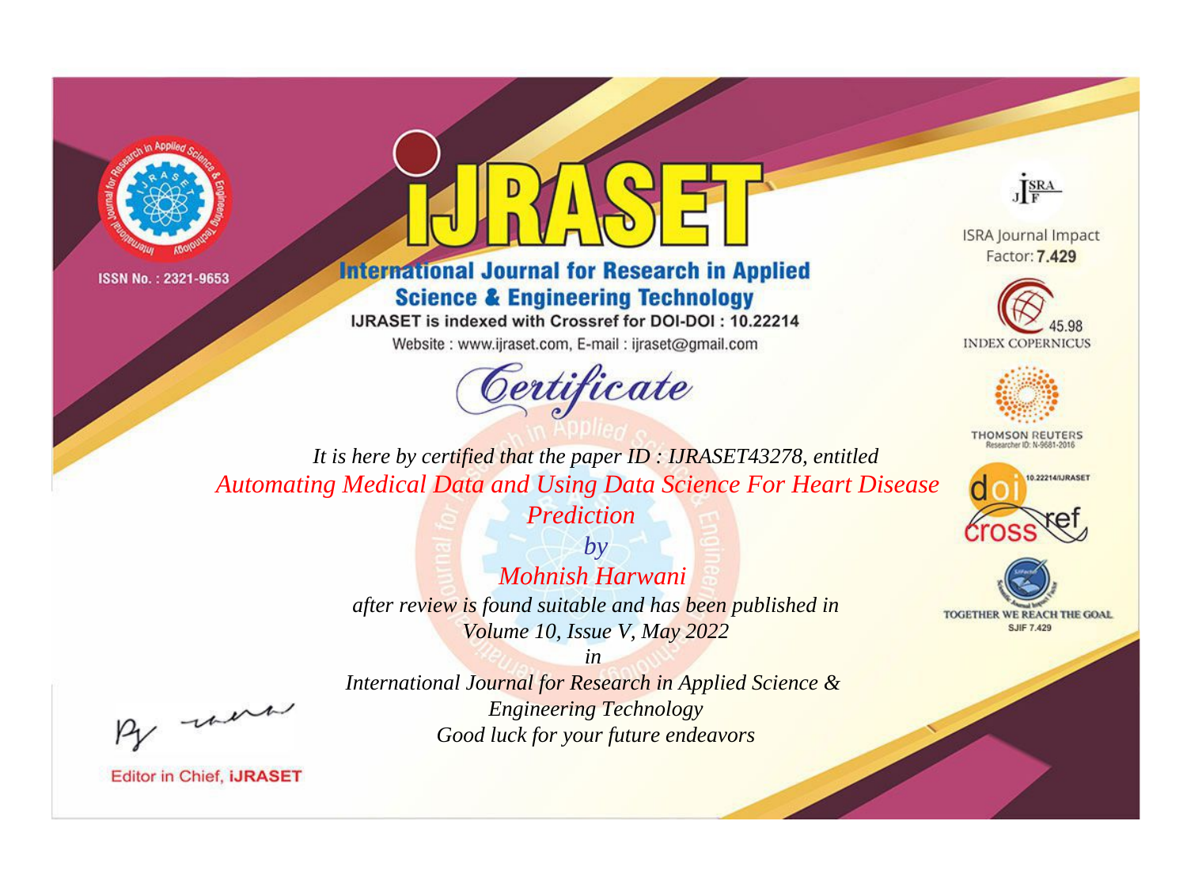ISSN No. : 2321-9653

# IJRASET

## International Journal for Research in Applied Science & Engineering Technology

IJRASET is indexed with Crossref for DOI-DOI : 10.22214

Website : www.ijraset.com, E-mail : ijraset@gmail.com

ISRA Journal Impact Factor: **7.429**

45.98 INDEX COPERNICUS

THOMSON REUTERS Researcher ID: N-9681-2016

10.22214/IJRASET

TOGETHER WE REACH THE GOAL SJIF 7.429

# *Certificate*

*It is here by certified that the paper ID : IJRASET43278, entitled*

*Automating Medical Data and Using Data Science For Heart Disease Prediction*

*by*

*Mohnish Harwani*

*after review is found suitable and has been published in*

*Volume 10, Issue V, May 2022*

*in*

*International Journal for Research in Applied Science & Engineering Technology*

*Good luck for your future endeavors*

Editor in Chief, **iJRASET**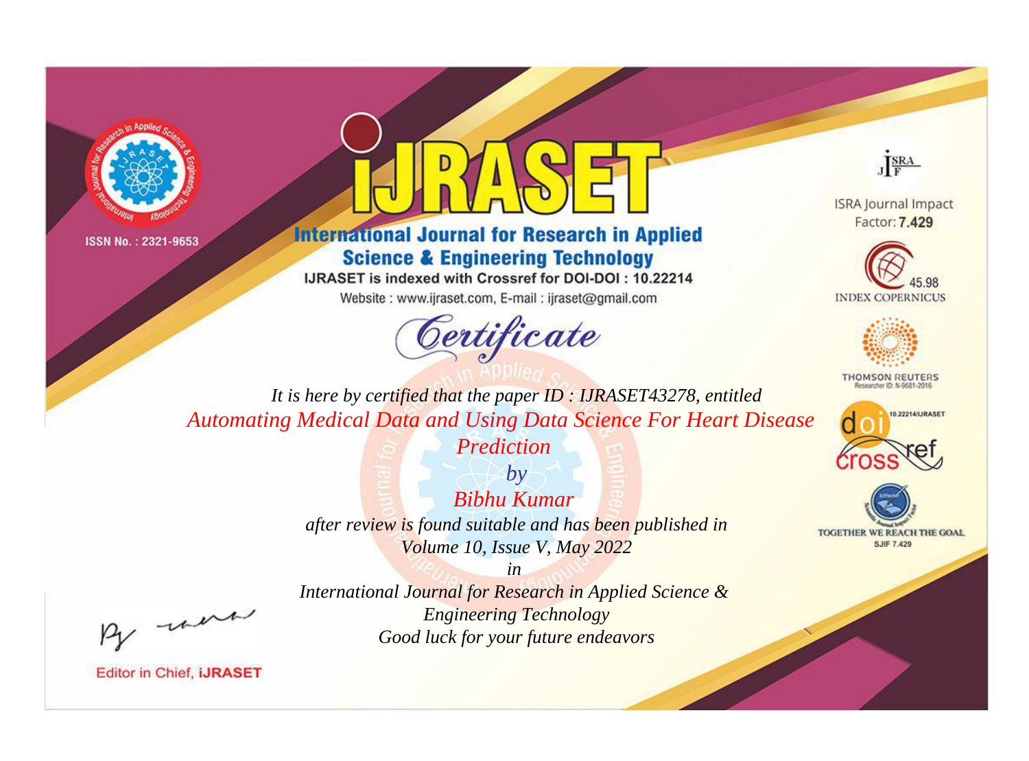ISSN No. : 2321-9653

# IJRASET

## International Journal for Research in Applied Science & Engineering Technology

IJRASET is indexed with Crossref for DOI-DOI : 10.22214

Website : www.ijraset.com, E-mail : ijraset@gmail.com

*Certificate*

*It is here by certified that the paper ID : IJRASET43278, entitled*

*Automating Medical Data and Using Data Science For Heart Disease Prediction*

*by*

*Bibhu Kumar*

*after review is found suitable and has been published in*

*Volume 10, Issue V, May 2022*

*in*

*International Journal for Research in Applied Science & Engineering Technology*

*Good luck for your future endeavors*

ISRA Journal Impact Factor: **7.429**

45.98 INDEX COPERNICUS

THOMSON REUTERS Researcher ID: N-9681-2016

10.22214/IJRASET

TOGETHER WE REACH THE GOAL SJIF 7.429

Editor in Chief, **iJRASET**